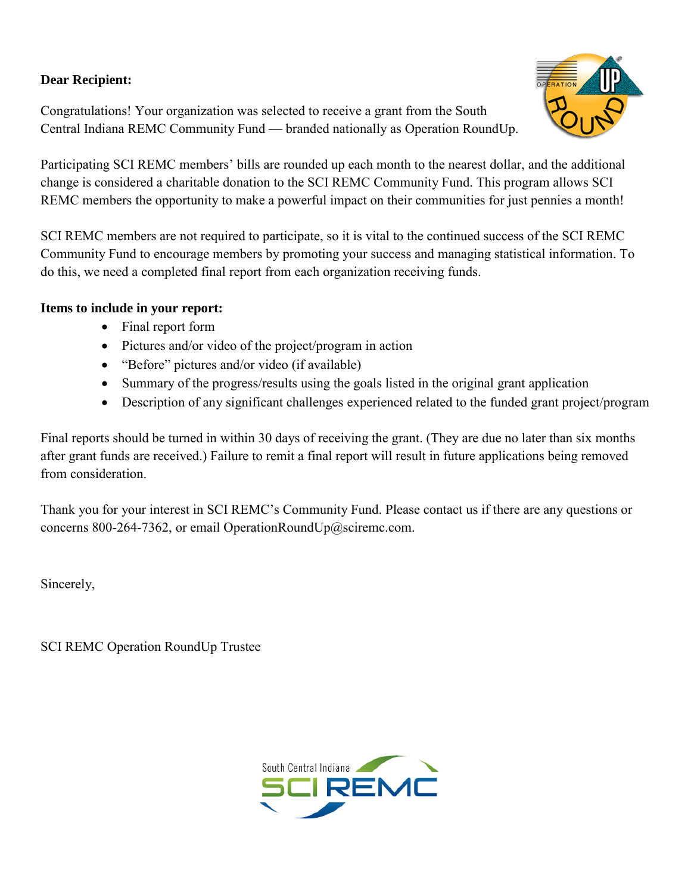**Dear Recipient:**

Congratulations! Your organization was selected to receive a grant from the South Central Indiana REMC Community Fund — branded nationally as Operation RoundUp.

Participating SCI REMC members' bills are rounded up each month to the nearest dollar, and the additional change is considered a charitable donation to the SCI REMC Community Fund. This program allows SCI REMC members the opportunity to make a powerful impact on their communities for just pennies a month!

SCI REMC members are not required to participate, so it is vital to the continued success of the SCI REMC Community Fund to encourage members by promoting your success and managing statistical information. To do this, we need a completed final report from each organization receiving funds.

**Items to include in your report:**

- Final report form
- Pictures and/or video of the project/program in action
- "Before" pictures and/or video (if available)
- Summary of the progress/results using the goals listed in the original grant application
- Description of any significant challenges experienced related to the funded grant project/program

Final reports should be turned in within 30 days of receiving the grant. (They are due no later than six months after grant funds are received.) Failure to remit a final report will result in future applications being removed from consideration.

Thank you for your interest in SCI REMC's Community Fund. Please contact us if there are any questions or concerns 800-264-7362, or email OperationRoundUp@sciremc.com.

Sincerely,

SCI REMC Operation RoundUp Trustee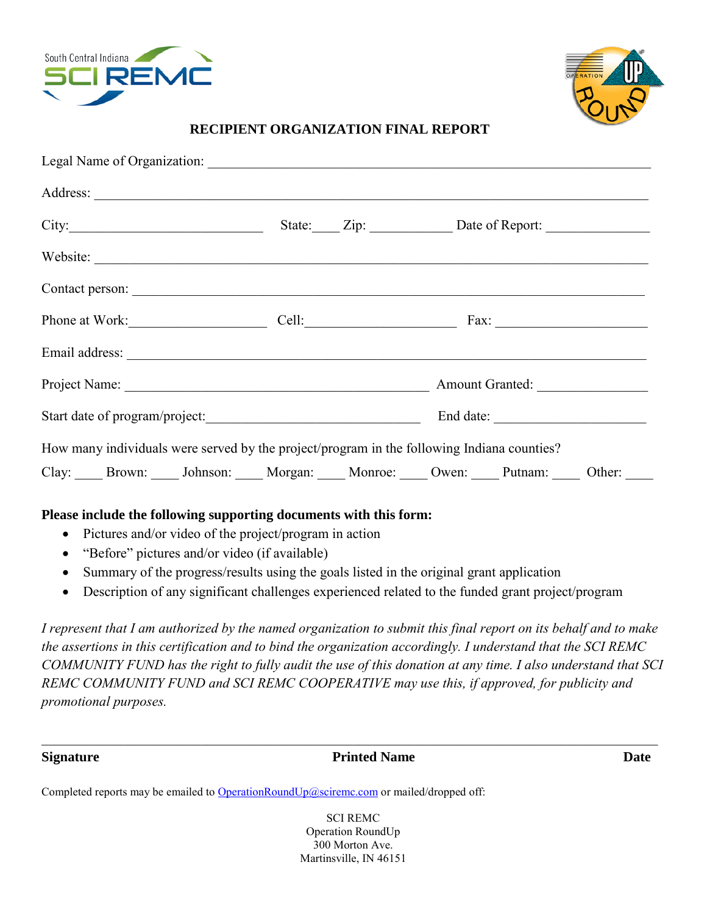South Central Indiana SCI REMC

OPERATION ROUND UP

**RECIPIENT ORGANIZATION FINAL REPORT**

Legal Name of Organization: ____________________________________________

Address: ____________________________________________

City: ______________________ State: ____ Zip: __________ Date of Report: ______________

Website: ____________________________________________

Contact person: ____________________________________________

Phone at Work: __________________ Cell: ____________________ Fax: ____________________

Email address: ____________________________________________

Project Name: ______________________________________ Amount Granted: ______________

Start date of program/project: ___________________________ End date: ____________________

How many individuals were served by the project/program in the following Indiana counties?

Clay: ____ Brown: ____ Johnson: ____ Morgan: ____ Monroe: ____ Owen: ____ Putnam: ____ Other: ____

**Please include the following supporting documents with this form:**

- Pictures and/or video of the project/program in action
- "Before" pictures and/or video (if available)
- Summary of the progress/results using the goals listed in the original grant application
- Description of any significant challenges experienced related to the funded grant project/program

*I represent that I am authorized by the named organization to submit this final report on its behalf and to make the assertions in this certification and to bind the organization accordingly. I understand that the SCI REMC COMMUNITY FUND has the right to fully audit the use of this donation at any time. I also understand that SCI REMC COMMUNITY FUND and SCI REMC COOPERATIVE may use this, if approved, for publicity and promotional purposes.*

______________________________________________________________________

**Signature** **Printed Name** **Date**

Completed reports may be emailed to OperationRoundUp@sciremc.com or mailed/dropped off:

SCI REMC
Operation RoundUp
300 Morton Ave.
Martinsville, IN 46151